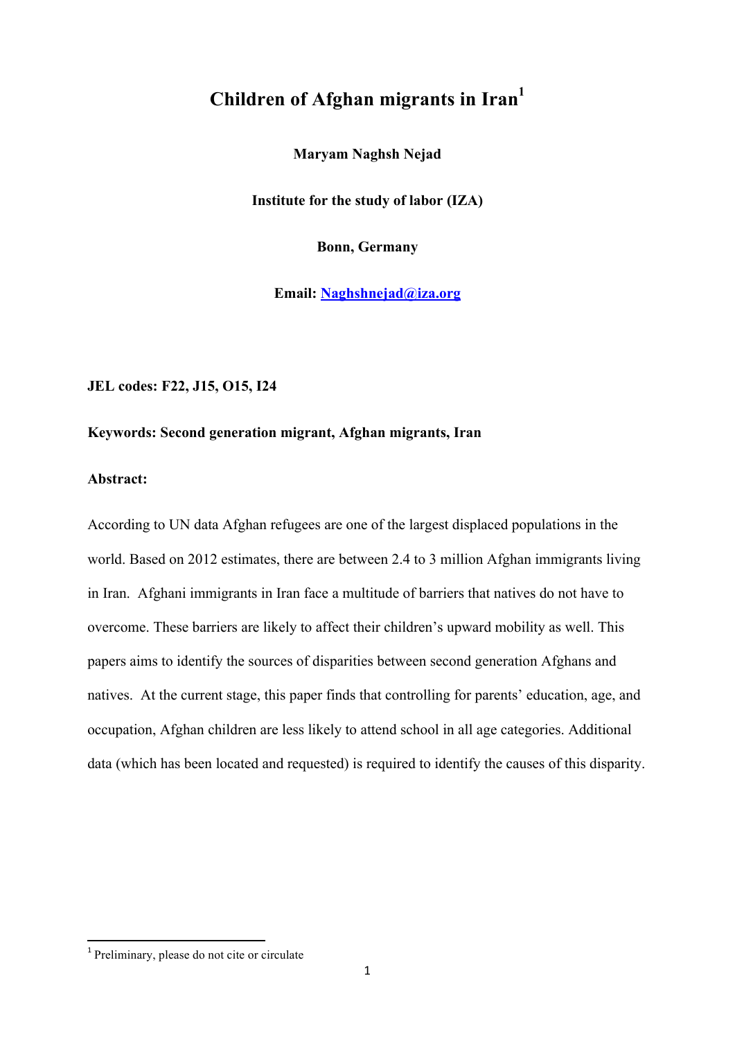# Children of Afghan migrants in Iran[1]

**Maryam Naghsh Nejad**

**Institute for the study of labor (IZA)**

**Bonn, Germany**

**Email: Naghshnejad@iza.org**

**JEL codes: F22, J15, O15, I24**

**Keywords: Second generation migrant, Afghan migrants, Iran**

**Abstract:**

According to UN data Afghan refugees are one of the largest displaced populations in the world. Based on 2012 estimates, there are between 2.4 to 3 million Afghan immigrants living in Iran. Afghani immigrants in Iran face a multitude of barriers that natives do not have to overcome. These barriers are likely to affect their children's upward mobility as well. This papers aims to identify the sources of disparities between second generation Afghans and natives. At the current stage, this paper finds that controlling for parents' education, age, and occupation, Afghan children are less likely to attend school in all age categories. Additional data (which has been located and requested) is required to identify the causes of this disparity.

[1] Preliminary, please do not cite or circulate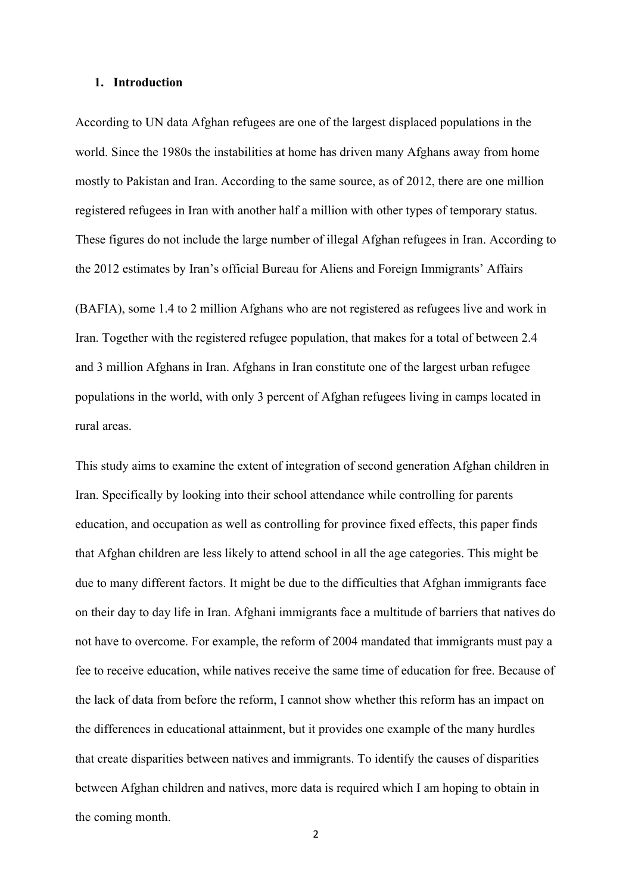## 1. Introduction

According to UN data Afghan refugees are one of the largest displaced populations in the world. Since the 1980s the instabilities at home has driven many Afghans away from home mostly to Pakistan and Iran. According to the same source, as of 2012, there are one million registered refugees in Iran with another half a million with other types of temporary status. These figures do not include the large number of illegal Afghan refugees in Iran. According to the 2012 estimates by Iran's official Bureau for Aliens and Foreign Immigrants' Affairs

(BAFIA), some 1.4 to 2 million Afghans who are not registered as refugees live and work in Iran. Together with the registered refugee population, that makes for a total of between 2.4 and 3 million Afghans in Iran. Afghans in Iran constitute one of the largest urban refugee populations in the world, with only 3 percent of Afghan refugees living in camps located in rural areas.

This study aims to examine the extent of integration of second generation Afghan children in Iran. Specifically by looking into their school attendance while controlling for parents education, and occupation as well as controlling for province fixed effects, this paper finds that Afghan children are less likely to attend school in all the age categories. This might be due to many different factors. It might be due to the difficulties that Afghan immigrants face on their day to day life in Iran. Afghani immigrants face a multitude of barriers that natives do not have to overcome. For example, the reform of 2004 mandated that immigrants must pay a fee to receive education, while natives receive the same time of education for free. Because of the lack of data from before the reform, I cannot show whether this reform has an impact on the differences in educational attainment, but it provides one example of the many hurdles that create disparities between natives and immigrants. To identify the causes of disparities between Afghan children and natives, more data is required which I am hoping to obtain in the coming month.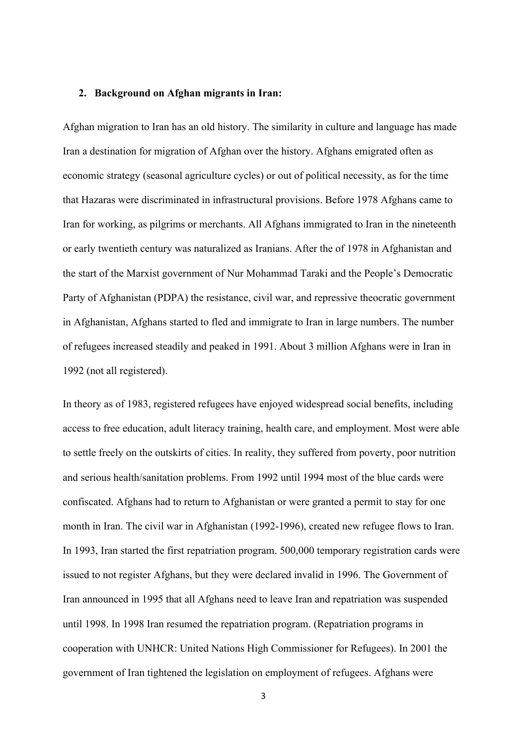## 2. Background on Afghan migrants in Iran:

Afghan migration to Iran has an old history. The similarity in culture and language has made Iran a destination for migration of Afghan over the history. Afghans emigrated often as economic strategy (seasonal agriculture cycles) or out of political necessity, as for the time that Hazaras were discriminated in infrastructural provisions. Before 1978 Afghans came to Iran for working, as pilgrims or merchants. All Afghans immigrated to Iran in the nineteenth or early twentieth century was naturalized as Iranians. After the of 1978 in Afghanistan and the start of the Marxist government of Nur Mohammad Taraki and the People's Democratic Party of Afghanistan (PDPA) the resistance, civil war, and repressive theocratic government in Afghanistan, Afghans started to fled and immigrate to Iran in large numbers. The number of refugees increased steadily and peaked in 1991. About 3 million Afghans were in Iran in 1992 (not all registered).

In theory as of 1983, registered refugees have enjoyed widespread social benefits, including access to free education, adult literacy training, health care, and employment. Most were able to settle freely on the outskirts of cities. In reality, they suffered from poverty, poor nutrition and serious health/sanitation problems. From 1992 until 1994 most of the blue cards were confiscated. Afghans had to return to Afghanistan or were granted a permit to stay for one month in Iran. The civil war in Afghanistan (1992-1996), created new refugee flows to Iran. In 1993, Iran started the first repatriation program. 500,000 temporary registration cards were issued to not register Afghans, but they were declared invalid in 1996. The Government of Iran announced in 1995 that all Afghans need to leave Iran and repatriation was suspended until 1998. In 1998 Iran resumed the repatriation program. (Repatriation programs in cooperation with UNHCR: United Nations High Commissioner for Refugees). In 2001 the government of Iran tightened the legislation on employment of refugees. Afghans were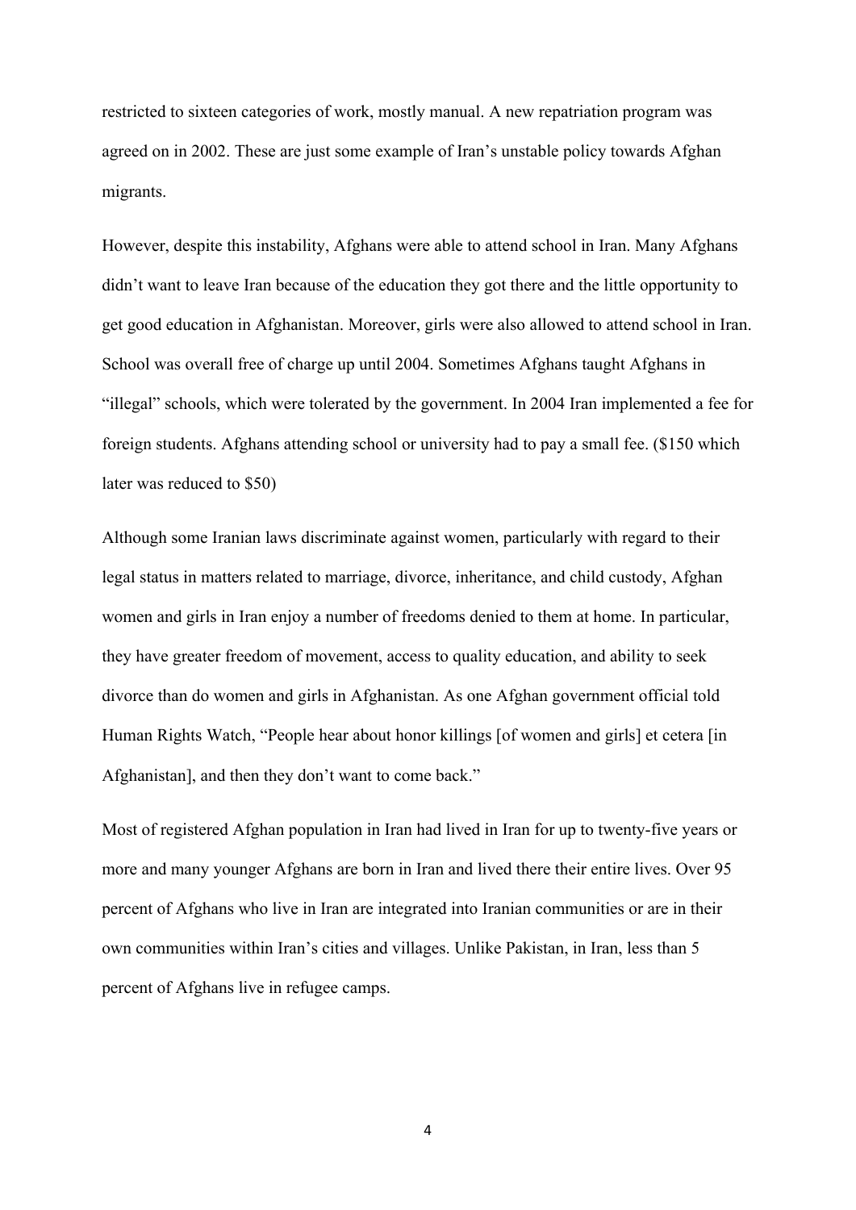restricted to sixteen categories of work, mostly manual. A new repatriation program was agreed on in 2002. These are just some example of Iran's unstable policy towards Afghan migrants.

However, despite this instability, Afghans were able to attend school in Iran. Many Afghans didn't want to leave Iran because of the education they got there and the little opportunity to get good education in Afghanistan. Moreover, girls were also allowed to attend school in Iran. School was overall free of charge up until 2004. Sometimes Afghans taught Afghans in "illegal" schools, which were tolerated by the government. In 2004 Iran implemented a fee for foreign students. Afghans attending school or university had to pay a small fee. ($150 which later was reduced to $50)

Although some Iranian laws discriminate against women, particularly with regard to their legal status in matters related to marriage, divorce, inheritance, and child custody, Afghan women and girls in Iran enjoy a number of freedoms denied to them at home. In particular, they have greater freedom of movement, access to quality education, and ability to seek divorce than do women and girls in Afghanistan. As one Afghan government official told Human Rights Watch, "People hear about honor killings [of women and girls] et cetera [in Afghanistan], and then they don't want to come back."

Most of registered Afghan population in Iran had lived in Iran for up to twenty-five years or more and many younger Afghans are born in Iran and lived there their entire lives. Over 95 percent of Afghans who live in Iran are integrated into Iranian communities or are in their own communities within Iran's cities and villages. Unlike Pakistan, in Iran, less than 5 percent of Afghans live in refugee camps.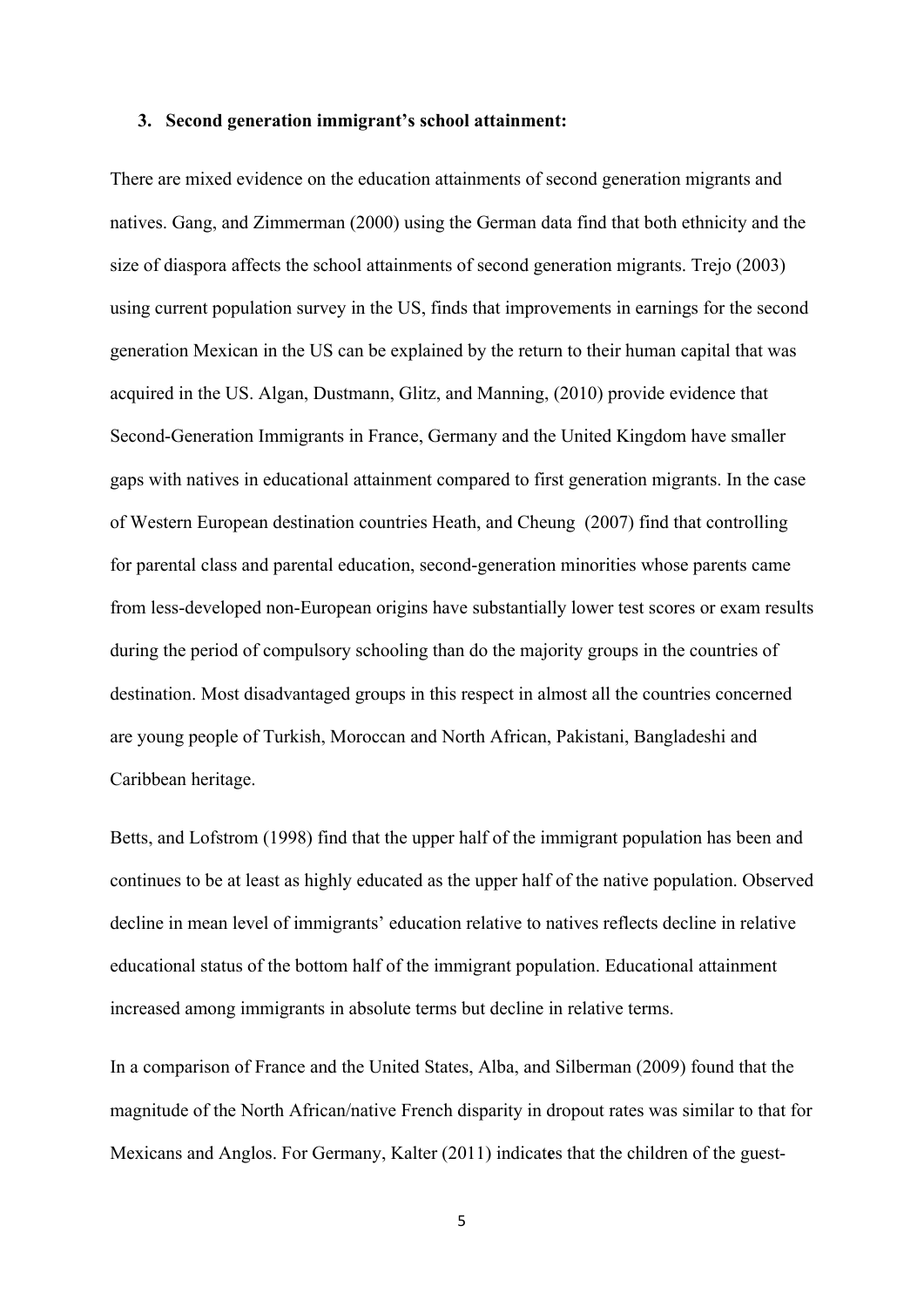### 3. Second generation immigrant's school attainment:

There are mixed evidence on the education attainments of second generation migrants and natives. Gang, and Zimmerman (2000) using the German data find that both ethnicity and the size of diaspora affects the school attainments of second generation migrants. Trejo (2003) using current population survey in the US, finds that improvements in earnings for the second generation Mexican in the US can be explained by the return to their human capital that was acquired in the US. Algan, Dustmann, Glitz, and Manning, (2010) provide evidence that Second-Generation Immigrants in France, Germany and the United Kingdom have smaller gaps with natives in educational attainment compared to first generation migrants. In the case of Western European destination countries Heath, and Cheung (2007) find that controlling for parental class and parental education, second-generation minorities whose parents came from less-developed non-European origins have substantially lower test scores or exam results during the period of compulsory schooling than do the majority groups in the countries of destination. Most disadvantaged groups in this respect in almost all the countries concerned are young people of Turkish, Moroccan and North African, Pakistani, Bangladeshi and Caribbean heritage.

Betts, and Lofstrom (1998) find that the upper half of the immigrant population has been and continues to be at least as highly educated as the upper half of the native population. Observed decline in mean level of immigrants' education relative to natives reflects decline in relative educational status of the bottom half of the immigrant population. Educational attainment increased among immigrants in absolute terms but decline in relative terms.

In a comparison of France and the United States, Alba, and Silberman (2009) found that the magnitude of the North African/native French disparity in dropout rates was similar to that for Mexicans and Anglos. For Germany, Kalter (2011) indicates that the children of the guest-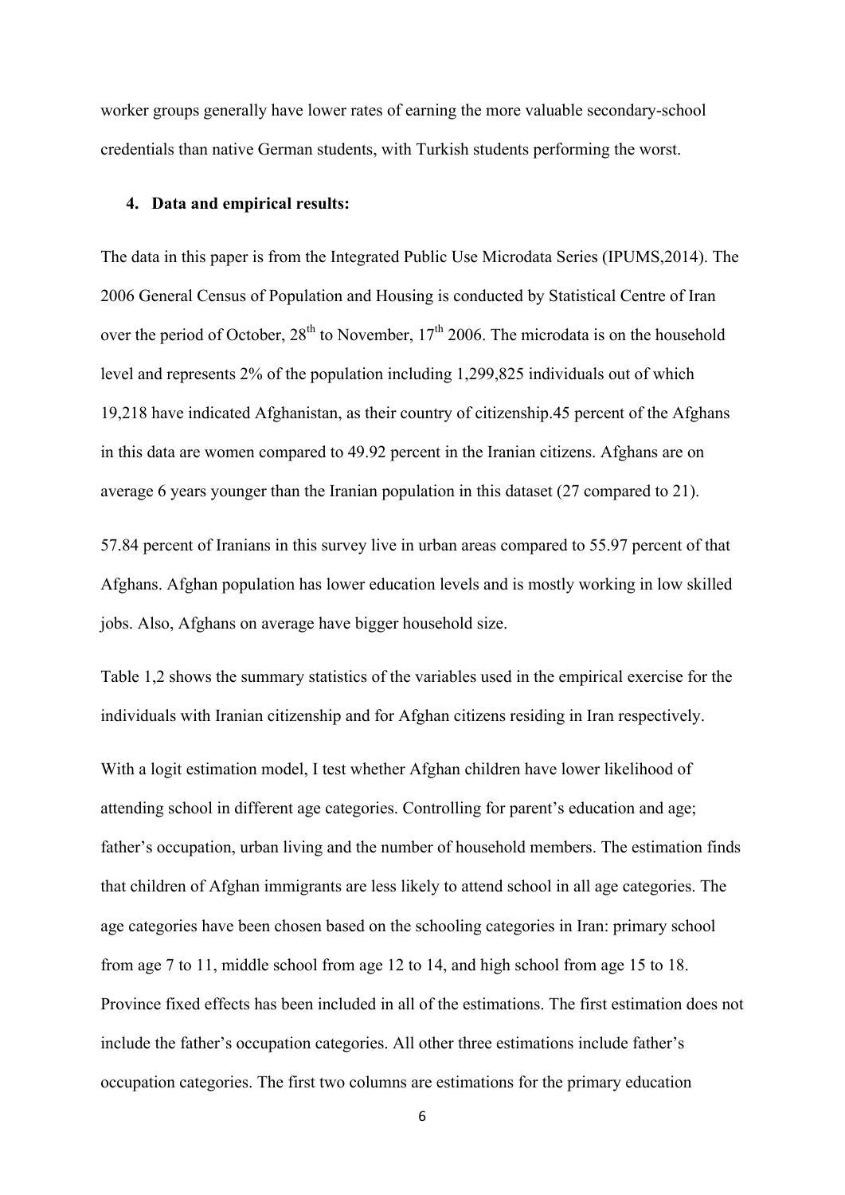worker groups generally have lower rates of earning the more valuable secondary-school credentials than native German students, with Turkish students performing the worst.

## 4. Data and empirical results:

The data in this paper is from the Integrated Public Use Microdata Series (IPUMS,2014). The 2006 General Census of Population and Housing is conducted by Statistical Centre of Iran over the period of October, 28th to November, 17th 2006. The microdata is on the household level and represents 2% of the population including 1,299,825 individuals out of which 19,218 have indicated Afghanistan, as their country of citizenship.45 percent of the Afghans in this data are women compared to 49.92 percent in the Iranian citizens. Afghans are on average 6 years younger than the Iranian population in this dataset (27 compared to 21).

57.84 percent of Iranians in this survey live in urban areas compared to 55.97 percent of that Afghans. Afghan population has lower education levels and is mostly working in low skilled jobs. Also, Afghans on average have bigger household size.

Table 1,2 shows the summary statistics of the variables used in the empirical exercise for the individuals with Iranian citizenship and for Afghan citizens residing in Iran respectively.

With a logit estimation model, I test whether Afghan children have lower likelihood of attending school in different age categories. Controlling for parent's education and age; father's occupation, urban living and the number of household members. The estimation finds that children of Afghan immigrants are less likely to attend school in all age categories. The age categories have been chosen based on the schooling categories in Iran: primary school from age 7 to 11, middle school from age 12 to 14, and high school from age 15 to 18. Province fixed effects has been included in all of the estimations. The first estimation does not include the father's occupation categories. All other three estimations include father's occupation categories. The first two columns are estimations for the primary education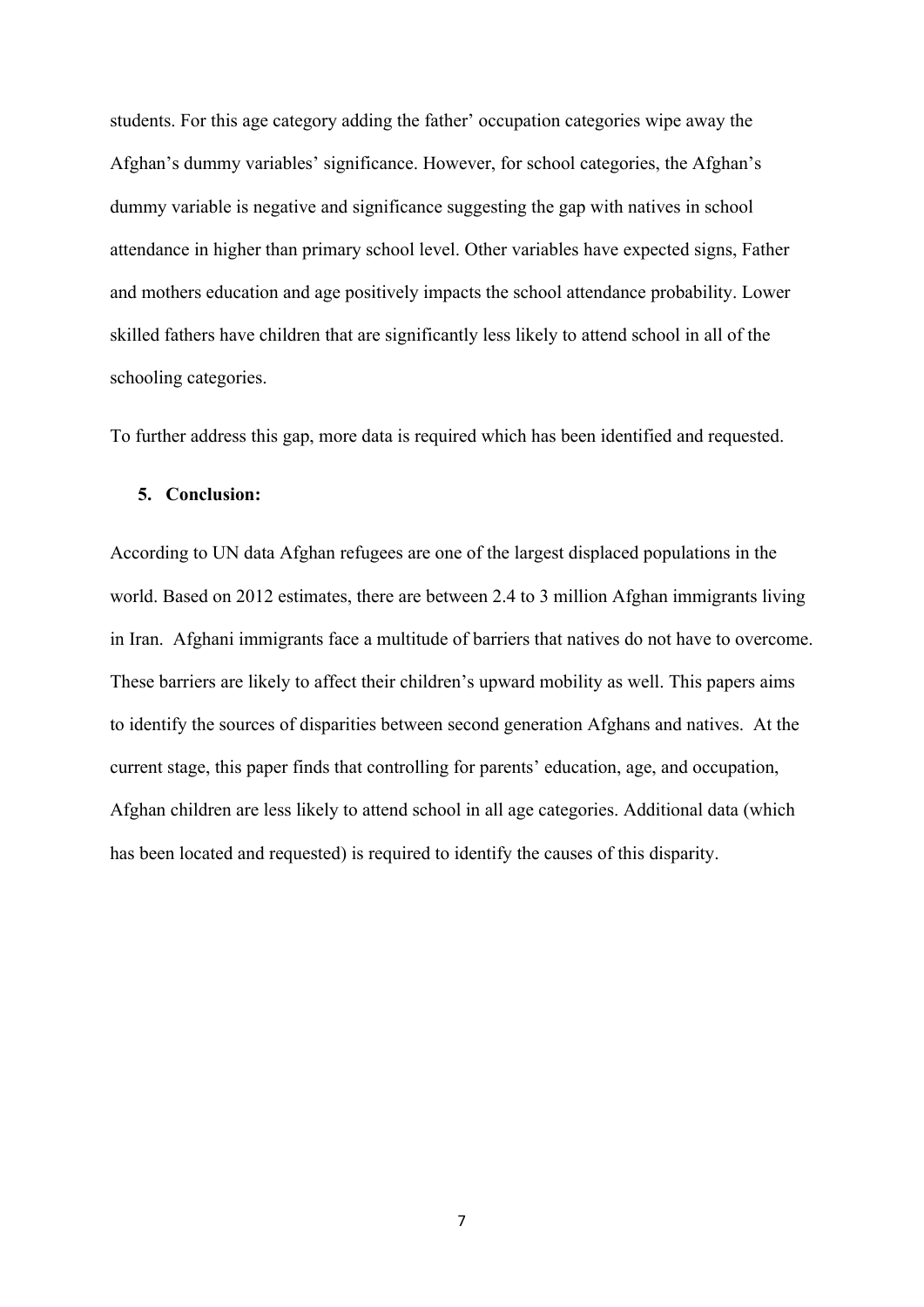students. For this age category adding the father' occupation categories wipe away the Afghan's dummy variables' significance. However, for school categories, the Afghan's dummy variable is negative and significance suggesting the gap with natives in school attendance in higher than primary school level. Other variables have expected signs, Father and mothers education and age positively impacts the school attendance probability. Lower skilled fathers have children that are significantly less likely to attend school in all of the schooling categories.

To further address this gap, more data is required which has been identified and requested.

## 5. Conclusion:

According to UN data Afghan refugees are one of the largest displaced populations in the world. Based on 2012 estimates, there are between 2.4 to 3 million Afghan immigrants living in Iran. Afghani immigrants face a multitude of barriers that natives do not have to overcome. These barriers are likely to affect their children's upward mobility as well. This papers aims to identify the sources of disparities between second generation Afghans and natives. At the current stage, this paper finds that controlling for parents' education, age, and occupation, Afghan children are less likely to attend school in all age categories. Additional data (which has been located and requested) is required to identify the causes of this disparity.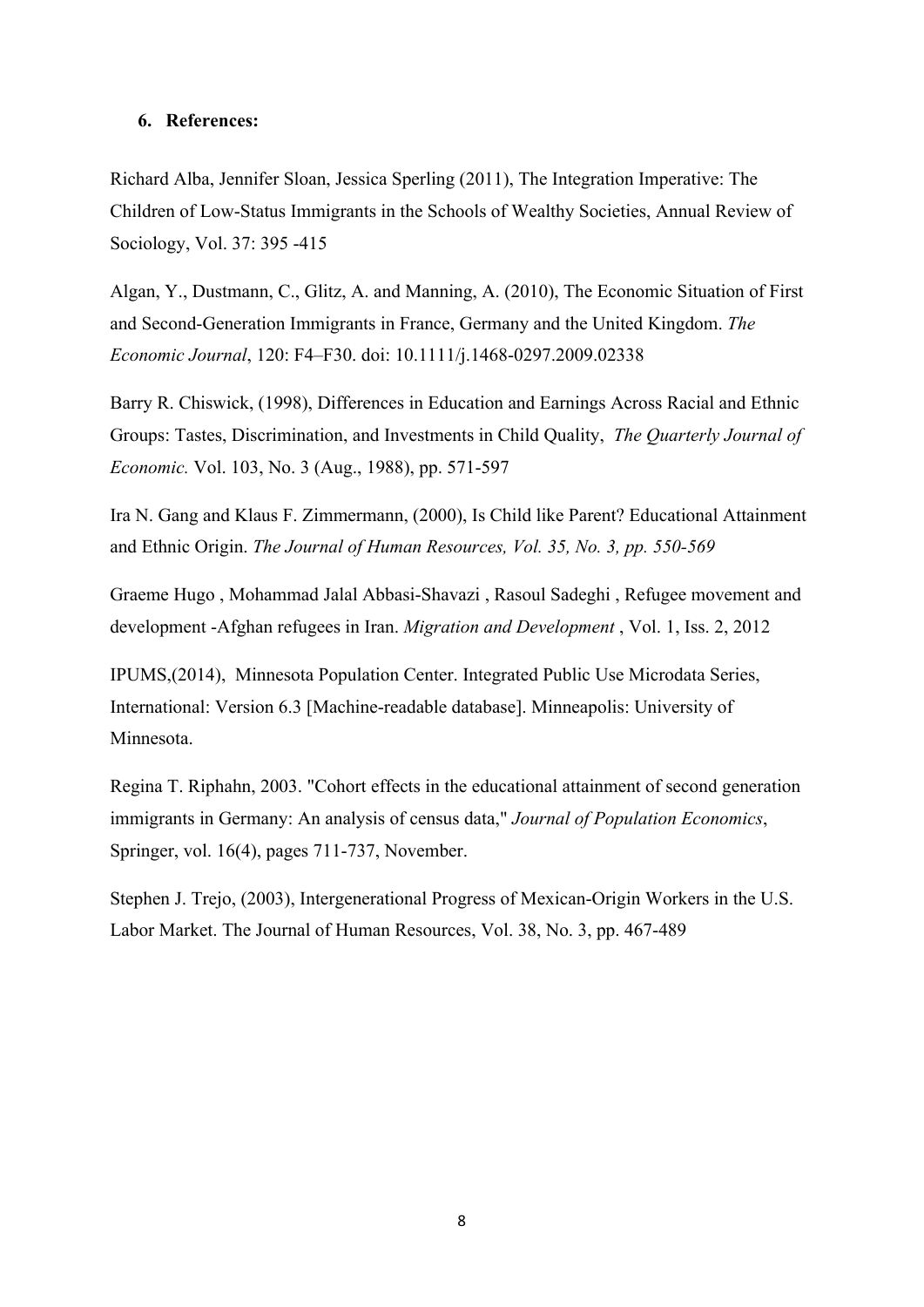### 6. References:

Richard Alba, Jennifer Sloan, Jessica Sperling (2011), The Integration Imperative: The Children of Low-Status Immigrants in the Schools of Wealthy Societies, Annual Review of Sociology, Vol. 37: 395 -415

Algan, Y., Dustmann, C., Glitz, A. and Manning, A. (2010), The Economic Situation of First and Second-Generation Immigrants in France, Germany and the United Kingdom. *The Economic Journal*, 120: F4–F30. doi: 10.1111/j.1468-0297.2009.02338

Barry R. Chiswick, (1998), Differences in Education and Earnings Across Racial and Ethnic Groups: Tastes, Discrimination, and Investments in Child Quality, *The Quarterly Journal of Economic.* Vol. 103, No. 3 (Aug., 1988), pp. 571-597

Ira N. Gang and Klaus F. Zimmermann, (2000), Is Child like Parent? Educational Attainment and Ethnic Origin. *The Journal of Human Resources, Vol. 35, No. 3, pp. 550-569*

Graeme Hugo , Mohammad Jalal Abbasi-Shavazi , Rasoul Sadeghi , Refugee movement and development -Afghan refugees in Iran. *Migration and Development* , Vol. 1, Iss. 2, 2012

IPUMS,(2014), Minnesota Population Center. Integrated Public Use Microdata Series, International: Version 6.3 [Machine-readable database]. Minneapolis: University of Minnesota.

Regina T. Riphahn, 2003. "Cohort effects in the educational attainment of second generation immigrants in Germany: An analysis of census data," *Journal of Population Economics*, Springer, vol. 16(4), pages 711-737, November.

Stephen J. Trejo, (2003), Intergenerational Progress of Mexican-Origin Workers in the U.S. Labor Market. The Journal of Human Resources, Vol. 38, No. 3, pp. 467-489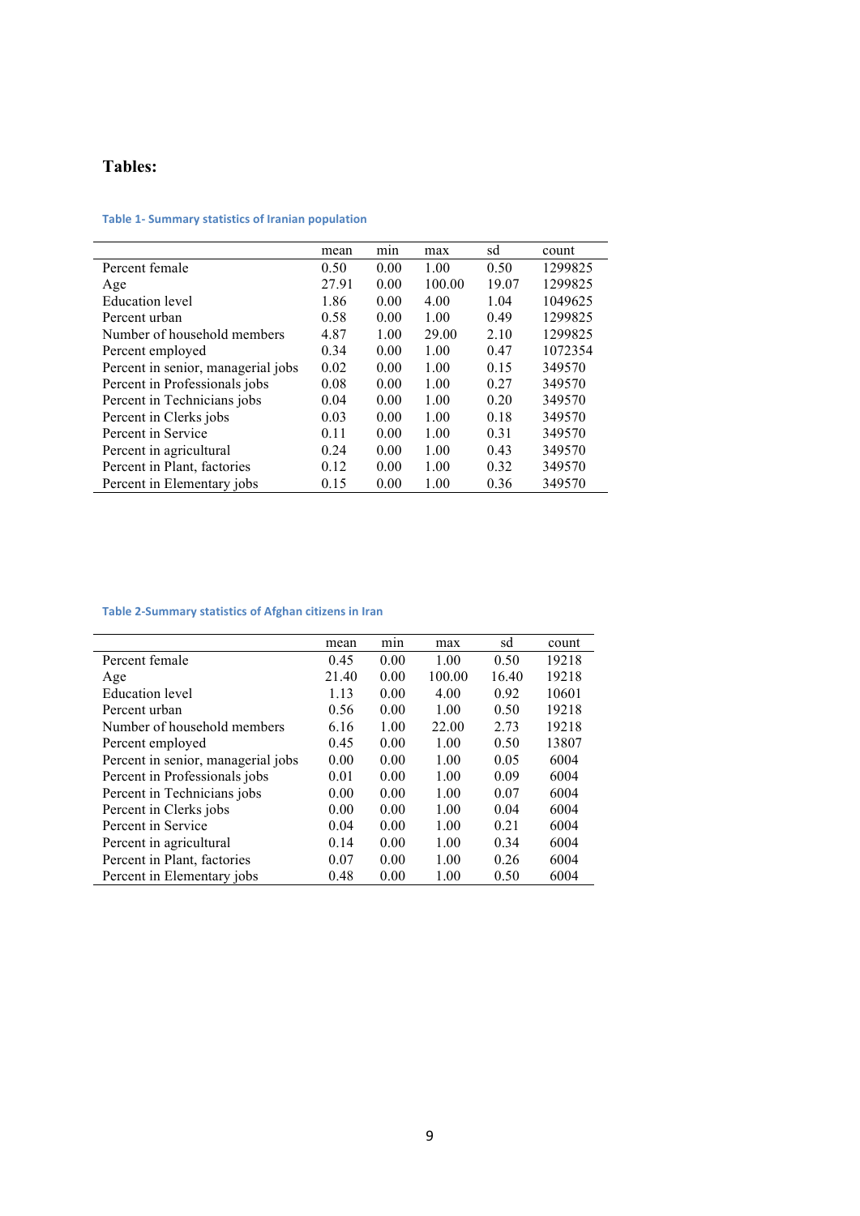## Tables:

Table 1- Summary statistics of Iranian population

| | mean | min | max | sd | count |
|---|---|---|---|---|---|
| Percent female | 0.50 | 0.00 | 1.00 | 0.50 | 1299825 |
| Age | 27.91 | 0.00 | 100.00 | 19.07 | 1299825 |
| Education level | 1.86 | 0.00 | 4.00 | 1.04 | 1049625 |
| Percent urban | 0.58 | 0.00 | 1.00 | 0.49 | 1299825 |
| Number of household members | 4.87 | 1.00 | 29.00 | 2.10 | 1299825 |
| Percent employed | 0.34 | 0.00 | 1.00 | 0.47 | 1072354 |
| Percent in senior, managerial jobs | 0.02 | 0.00 | 1.00 | 0.15 | 349570 |
| Percent in Professionals jobs | 0.08 | 0.00 | 1.00 | 0.27 | 349570 |
| Percent in Technicians jobs | 0.04 | 0.00 | 1.00 | 0.20 | 349570 |
| Percent in Clerks jobs | 0.03 | 0.00 | 1.00 | 0.18 | 349570 |
| Percent in Service | 0.11 | 0.00 | 1.00 | 0.31 | 349570 |
| Percent in agricultural | 0.24 | 0.00 | 1.00 | 0.43 | 349570 |
| Percent in Plant, factories | 0.12 | 0.00 | 1.00 | 0.32 | 349570 |
| Percent in Elementary jobs | 0.15 | 0.00 | 1.00 | 0.36 | 349570 |

Table 2-Summary statistics of Afghan citizens in Iran

| | mean | min | max | sd | count |
|---|---|---|---|---|---|
| Percent female | 0.45 | 0.00 | 1.00 | 0.50 | 19218 |
| Age | 21.40 | 0.00 | 100.00 | 16.40 | 19218 |
| Education level | 1.13 | 0.00 | 4.00 | 0.92 | 10601 |
| Percent urban | 0.56 | 0.00 | 1.00 | 0.50 | 19218 |
| Number of household members | 6.16 | 1.00 | 22.00 | 2.73 | 19218 |
| Percent employed | 0.45 | 0.00 | 1.00 | 0.50 | 13807 |
| Percent in senior, managerial jobs | 0.00 | 0.00 | 1.00 | 0.05 | 6004 |
| Percent in Professionals jobs | 0.01 | 0.00 | 1.00 | 0.09 | 6004 |
| Percent in Technicians jobs | 0.00 | 0.00 | 1.00 | 0.07 | 6004 |
| Percent in Clerks jobs | 0.00 | 0.00 | 1.00 | 0.04 | 6004 |
| Percent in Service | 0.04 | 0.00 | 1.00 | 0.21 | 6004 |
| Percent in agricultural | 0.14 | 0.00 | 1.00 | 0.34 | 6004 |
| Percent in Plant, factories | 0.07 | 0.00 | 1.00 | 0.26 | 6004 |
| Percent in Elementary jobs | 0.48 | 0.00 | 1.00 | 0.50 | 6004 |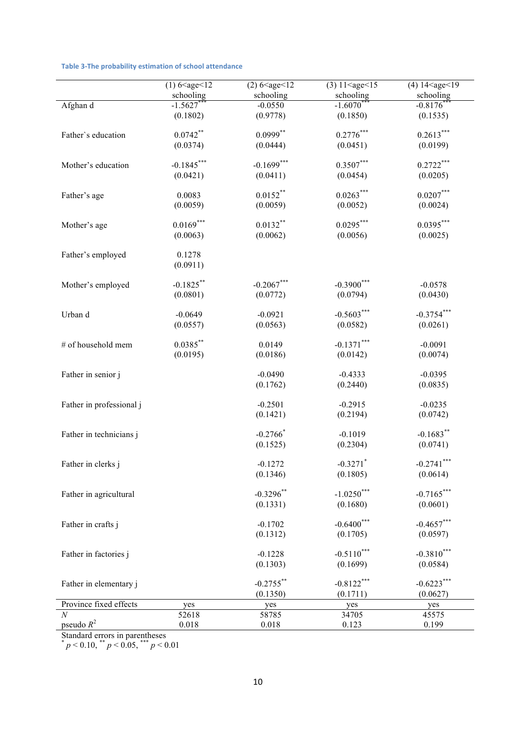**Table 3-The probability estimation of school attendance**

| | (1) 6<age<12 schooling | (2) 6<age<12 schooling | (3) 11<age<15 schooling | (4) 14<age<19 schooling |
|---|---|---|---|---|
| Afghan d | -1.5627*** | -0.0550 | -1.6070*** | -0.8176*** |
| | (0.1802) | (0.9778) | (0.1850) | (0.1535) |
| Father`s education | 0.0742** | 0.0999** | 0.2776*** | 0.2613*** |
| | (0.0374) | (0.0444) | (0.0451) | (0.0199) |
| Mother's education | -0.1845*** | -0.1699*** | 0.3507*** | 0.2722*** |
| | (0.0421) | (0.0411) | (0.0454) | (0.0205) |
| Father's age | 0.0083 | 0.0152** | 0.0263*** | 0.0207*** |
| | (0.0059) | (0.0059) | (0.0052) | (0.0024) |
| Mother's age | 0.0169*** | 0.0132** | 0.0295*** | 0.0395*** |
| | (0.0063) | (0.0062) | (0.0056) | (0.0025) |
| Father's employed | 0.1278 | | | |
| | (0.0911) | | | |
| Mother's employed | -0.1825** | -0.2067*** | -0.3900*** | -0.0578 |
| | (0.0801) | (0.0772) | (0.0794) | (0.0430) |
| Urban d | -0.0649 | -0.0921 | -0.5603*** | -0.3754*** |
| | (0.0557) | (0.0563) | (0.0582) | (0.0261) |
| # of household mem | 0.0385** | 0.0149 | -0.1371*** | -0.0091 |
| | (0.0195) | (0.0186) | (0.0142) | (0.0074) |
| Father in senior j | | -0.0490 | -0.4333 | -0.0395 |
| | | (0.1762) | (0.2440) | (0.0835) |
| Father in professional j | | -0.2501 | -0.2915 | -0.0235 |
| | | (0.1421) | (0.2194) | (0.0742) |
| Father in technicians j | | -0.2766* | -0.1019 | -0.1683** |
| | | (0.1525) | (0.2304) | (0.0741) |
| Father in clerks j | | -0.1272 | -0.3271* | -0.2741*** |
| | | (0.1346) | (0.1805) | (0.0614) |
| Father in agricultural | | -0.3296** | -1.0250*** | -0.7165*** |
| | | (0.1331) | (0.1680) | (0.0601) |
| Father in crafts j | | -0.1702 | -0.6400*** | -0.4657*** |
| | | (0.1312) | (0.1705) | (0.0597) |
| Father in factories j | | -0.1228 | -0.5110*** | -0.3810*** |
| | | (0.1303) | (0.1699) | (0.0584) |
| Father in elementary j | | -0.2755** | -0.8122*** | -0.6223*** |
| | | (0.1350) | (0.1711) | (0.0627) |
| Province fixed effects | yes | yes | yes | yes |
| $N$ | 52618 | 58785 | 34705 | 45575 |
| pseudo $R^2$ | 0.018 | 0.018 | 0.123 | 0.199 |

Standard errors in parentheses
$^{*}$ $p < 0.10$, $^{**}$ $p < 0.05$, $^{***}$ $p < 0.01$